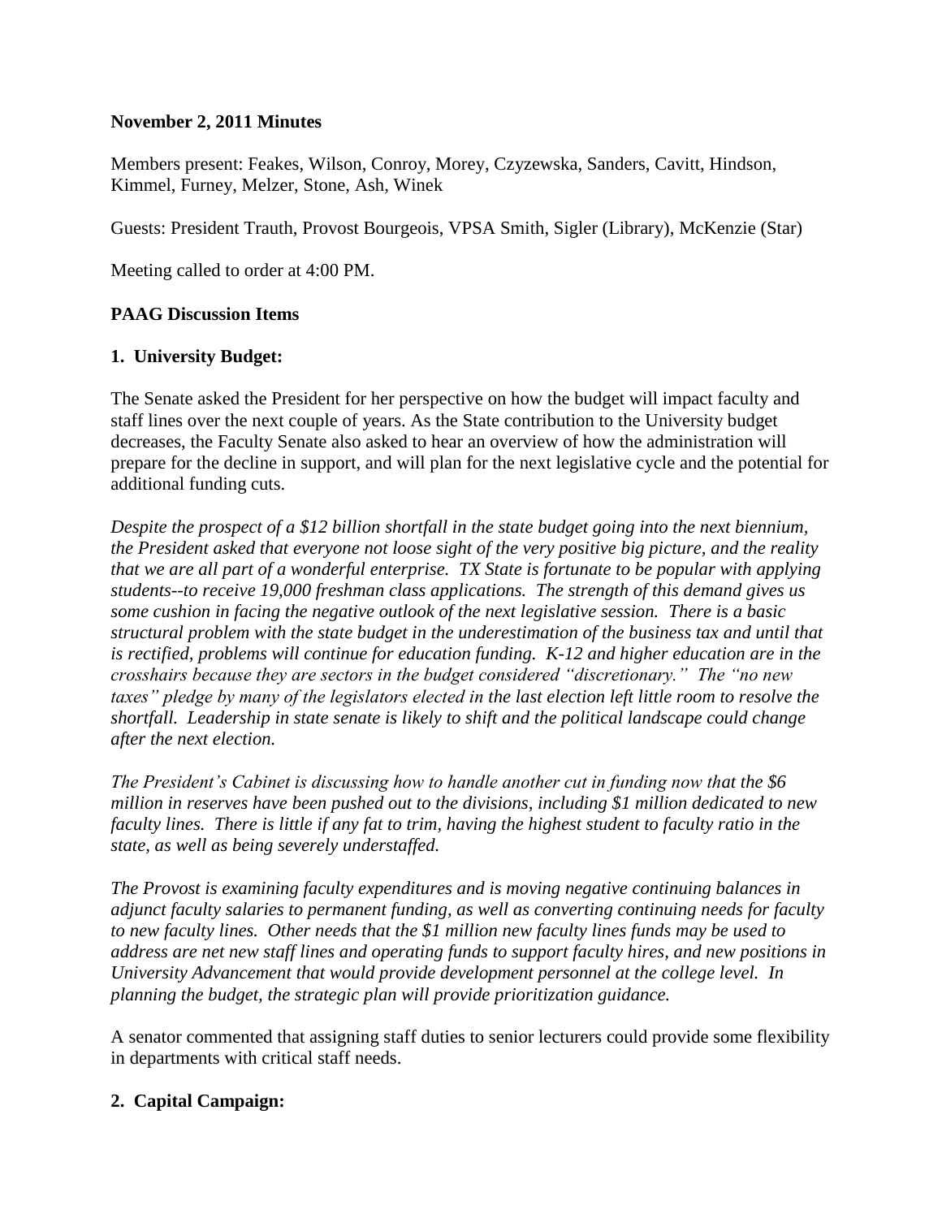**November 2, 2011 Minutes**

Members present: Feakes, Wilson, Conroy, Morey, Czyzewska, Sanders, Cavitt, Hindson, Kimmel, Furney, Melzer, Stone, Ash, Winek

Guests: President Trauth, Provost Bourgeois, VPSA Smith, Sigler (Library), McKenzie (Star)

Meeting called to order at 4:00 PM.

**PAAG Discussion Items**

**1. University Budget:**

The Senate asked the President for her perspective on how the budget will impact faculty and staff lines over the next couple of years. As the State contribution to the University budget decreases, the Faculty Senate also asked to hear an overview of how the administration will prepare for the decline in support, and will plan for the next legislative cycle and the potential for additional funding cuts.

*Despite the prospect of a $12 billion shortfall in the state budget going into the next biennium, the President asked that everyone not loose sight of the very positive big picture, and the reality that we are all part of a wonderful enterprise. TX State is fortunate to be popular with applying students--to receive 19,000 freshman class applications. The strength of this demand gives us some cushion in facing the negative outlook of the next legislative session. There is a basic structural problem with the state budget in the underestimation of the business tax and until that is rectified, problems will continue for education funding. K-12 and higher education are in the crosshairs because they are sectors in the budget considered "discretionary." The "no new taxes" pledge by many of the legislators elected in the last election left little room to resolve the shortfall. Leadership in state senate is likely to shift and the political landscape could change after the next election.*

*The President's Cabinet is discussing how to handle another cut in funding now that the $6 million in reserves have been pushed out to the divisions, including $1 million dedicated to new faculty lines. There is little if any fat to trim, having the highest student to faculty ratio in the state, as well as being severely understaffed.*

*The Provost is examining faculty expenditures and is moving negative continuing balances in adjunct faculty salaries to permanent funding, as well as converting continuing needs for faculty to new faculty lines. Other needs that the $1 million new faculty lines funds may be used to address are net new staff lines and operating funds to support faculty hires, and new positions in University Advancement that would provide development personnel at the college level. In planning the budget, the strategic plan will provide prioritization guidance.*

A senator commented that assigning staff duties to senior lecturers could provide some flexibility in departments with critical staff needs.

**2. Capital Campaign:**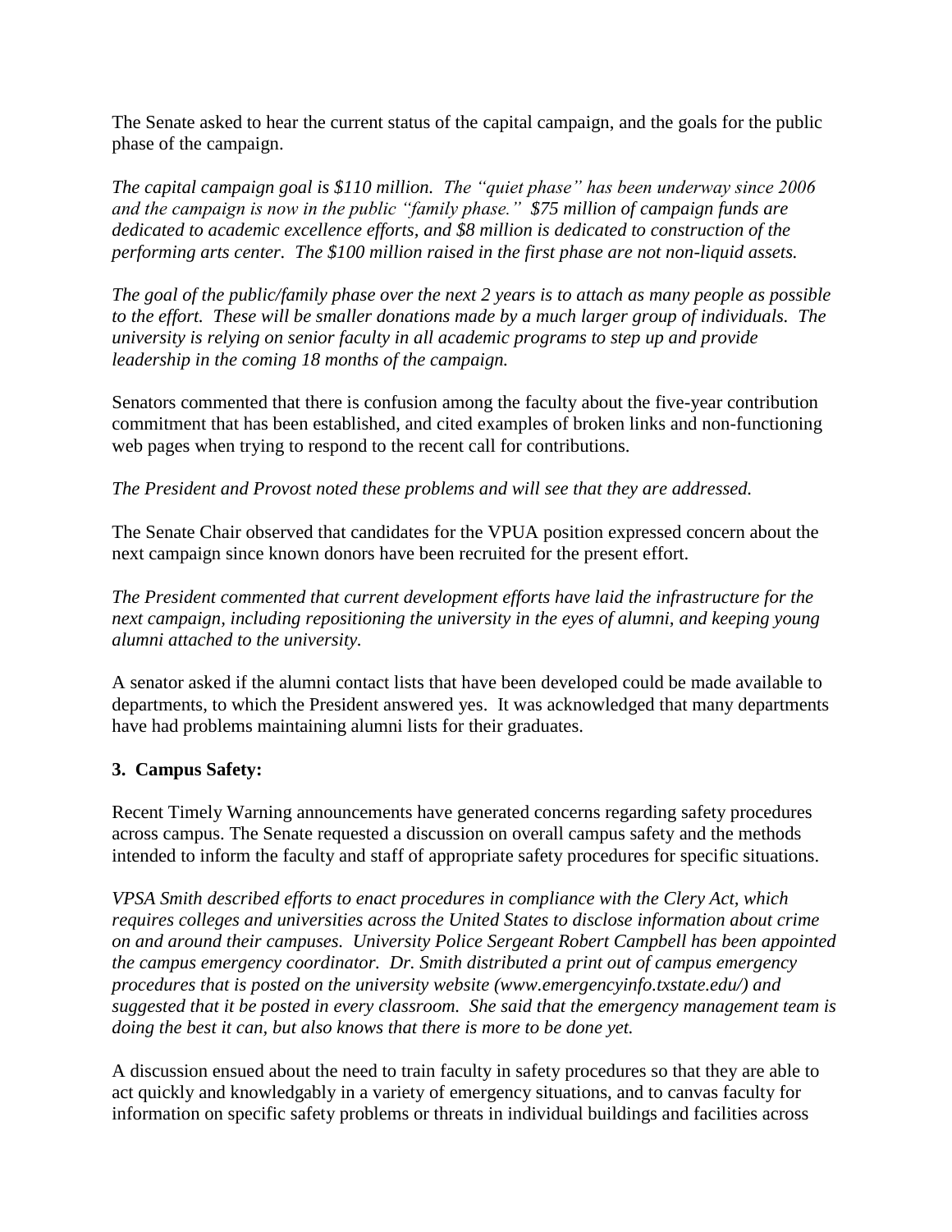The Senate asked to hear the current status of the capital campaign, and the goals for the public phase of the campaign.

*The capital campaign goal is $110 million. The "quiet phase" has been underway since 2006 and the campaign is now in the public "family phase." $75 million of campaign funds are dedicated to academic excellence efforts, and $8 million is dedicated to construction of the performing arts center. The $100 million raised in the first phase are not non-liquid assets.*

*The goal of the public/family phase over the next 2 years is to attach as many people as possible to the effort. These will be smaller donations made by a much larger group of individuals. The university is relying on senior faculty in all academic programs to step up and provide leadership in the coming 18 months of the campaign.*

Senators commented that there is confusion among the faculty about the five-year contribution commitment that has been established, and cited examples of broken links and non-functioning web pages when trying to respond to the recent call for contributions.

*The President and Provost noted these problems and will see that they are addressed.*

The Senate Chair observed that candidates for the VPUA position expressed concern about the next campaign since known donors have been recruited for the present effort.

*The President commented that current development efforts have laid the infrastructure for the next campaign, including repositioning the university in the eyes of alumni, and keeping young alumni attached to the university.*

A senator asked if the alumni contact lists that have been developed could be made available to departments, to which the President answered yes. It was acknowledged that many departments have had problems maintaining alumni lists for their graduates.

**3. Campus Safety:**

Recent Timely Warning announcements have generated concerns regarding safety procedures across campus. The Senate requested a discussion on overall campus safety and the methods intended to inform the faculty and staff of appropriate safety procedures for specific situations.

*VPSA Smith described efforts to enact procedures in compliance with the Clery Act, which requires colleges and universities across the United States to disclose information about crime on and around their campuses. University Police Sergeant Robert Campbell has been appointed the campus emergency coordinator. Dr. Smith distributed a print out of campus emergency procedures that is posted on the university website (www.emergencyinfo.txstate.edu/) and suggested that it be posted in every classroom. She said that the emergency management team is doing the best it can, but also knows that there is more to be done yet.*

A discussion ensued about the need to train faculty in safety procedures so that they are able to act quickly and knowledgably in a variety of emergency situations, and to canvas faculty for information on specific safety problems or threats in individual buildings and facilities across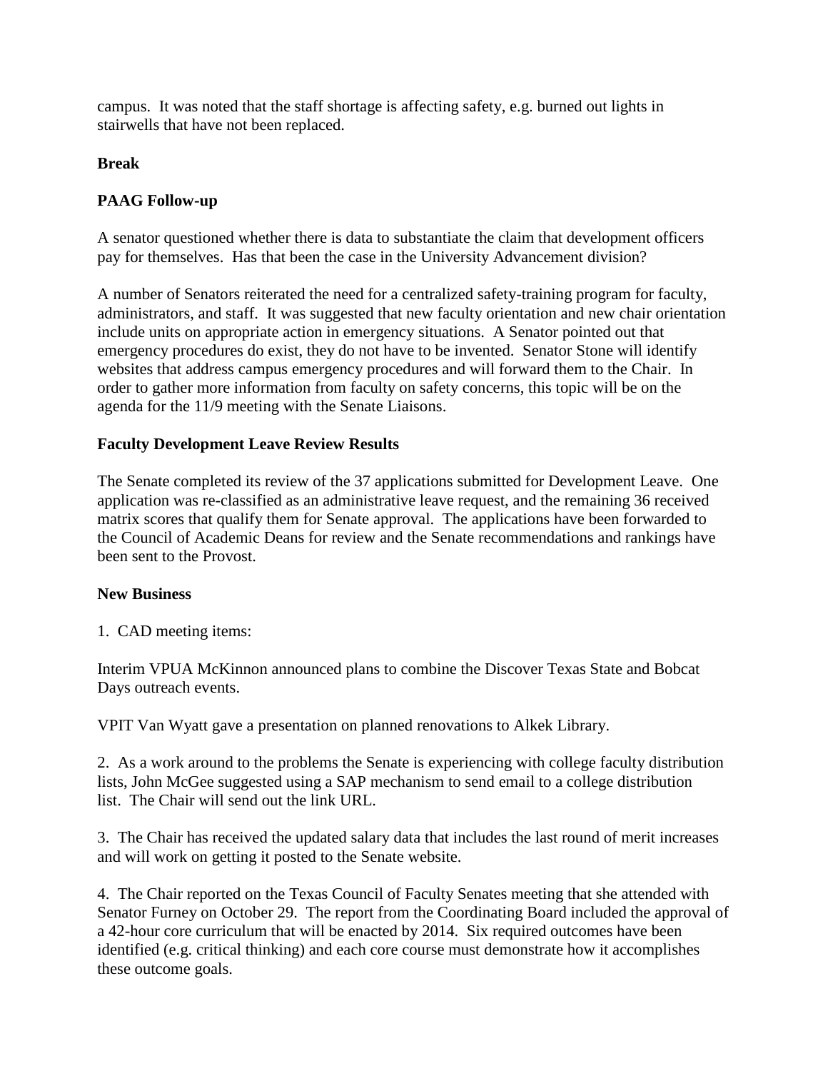campus. It was noted that the staff shortage is affecting safety, e.g. burned out lights in stairwells that have not been replaced.

**Break**

**PAAG Follow-up**

A senator questioned whether there is data to substantiate the claim that development officers pay for themselves. Has that been the case in the University Advancement division?

A number of Senators reiterated the need for a centralized safety-training program for faculty, administrators, and staff. It was suggested that new faculty orientation and new chair orientation include units on appropriate action in emergency situations. A Senator pointed out that emergency procedures do exist, they do not have to be invented. Senator Stone will identify websites that address campus emergency procedures and will forward them to the Chair. In order to gather more information from faculty on safety concerns, this topic will be on the agenda for the 11/9 meeting with the Senate Liaisons.

**Faculty Development Leave Review Results**

The Senate completed its review of the 37 applications submitted for Development Leave. One application was re-classified as an administrative leave request, and the remaining 36 received matrix scores that qualify them for Senate approval. The applications have been forwarded to the Council of Academic Deans for review and the Senate recommendations and rankings have been sent to the Provost.

**New Business**

1. CAD meeting items:

Interim VPUA McKinnon announced plans to combine the Discover Texas State and Bobcat Days outreach events.

VPIT Van Wyatt gave a presentation on planned renovations to Alkek Library.

2. As a work around to the problems the Senate is experiencing with college faculty distribution lists, John McGee suggested using a SAP mechanism to send email to a college distribution list. The Chair will send out the link URL.

3. The Chair has received the updated salary data that includes the last round of merit increases and will work on getting it posted to the Senate website.

4. The Chair reported on the Texas Council of Faculty Senates meeting that she attended with Senator Furney on October 29. The report from the Coordinating Board included the approval of a 42-hour core curriculum that will be enacted by 2014. Six required outcomes have been identified (e.g. critical thinking) and each core course must demonstrate how it accomplishes these outcome goals.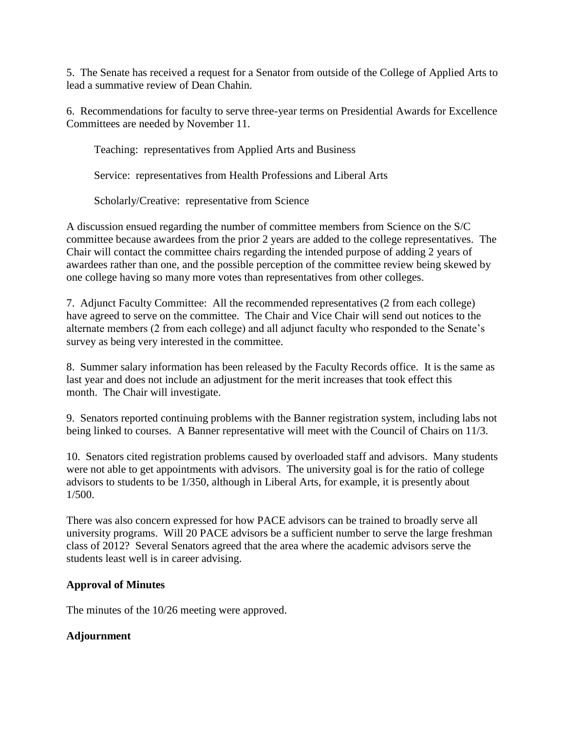5. The Senate has received a request for a Senator from outside of the College of Applied Arts to lead a summative review of Dean Chahin.

6. Recommendations for faculty to serve three-year terms on Presidential Awards for Excellence Committees are needed by November 11.

Teaching: representatives from Applied Arts and Business

Service: representatives from Health Professions and Liberal Arts

Scholarly/Creative: representative from Science

A discussion ensued regarding the number of committee members from Science on the S/C committee because awardees from the prior 2 years are added to the college representatives. The Chair will contact the committee chairs regarding the intended purpose of adding 2 years of awardees rather than one, and the possible perception of the committee review being skewed by one college having so many more votes than representatives from other colleges.

7. Adjunct Faculty Committee: All the recommended representatives (2 from each college) have agreed to serve on the committee. The Chair and Vice Chair will send out notices to the alternate members (2 from each college) and all adjunct faculty who responded to the Senate's survey as being very interested in the committee.

8. Summer salary information has been released by the Faculty Records office. It is the same as last year and does not include an adjustment for the merit increases that took effect this month. The Chair will investigate.

9. Senators reported continuing problems with the Banner registration system, including labs not being linked to courses. A Banner representative will meet with the Council of Chairs on 11/3.

10. Senators cited registration problems caused by overloaded staff and advisors. Many students were not able to get appointments with advisors. The university goal is for the ratio of college advisors to students to be 1/350, although in Liberal Arts, for example, it is presently about 1/500.

There was also concern expressed for how PACE advisors can be trained to broadly serve all university programs. Will 20 PACE advisors be a sufficient number to serve the large freshman class of 2012? Several Senators agreed that the area where the academic advisors serve the students least well is in career advising.

**Approval of Minutes**

The minutes of the 10/26 meeting were approved.

**Adjournment**